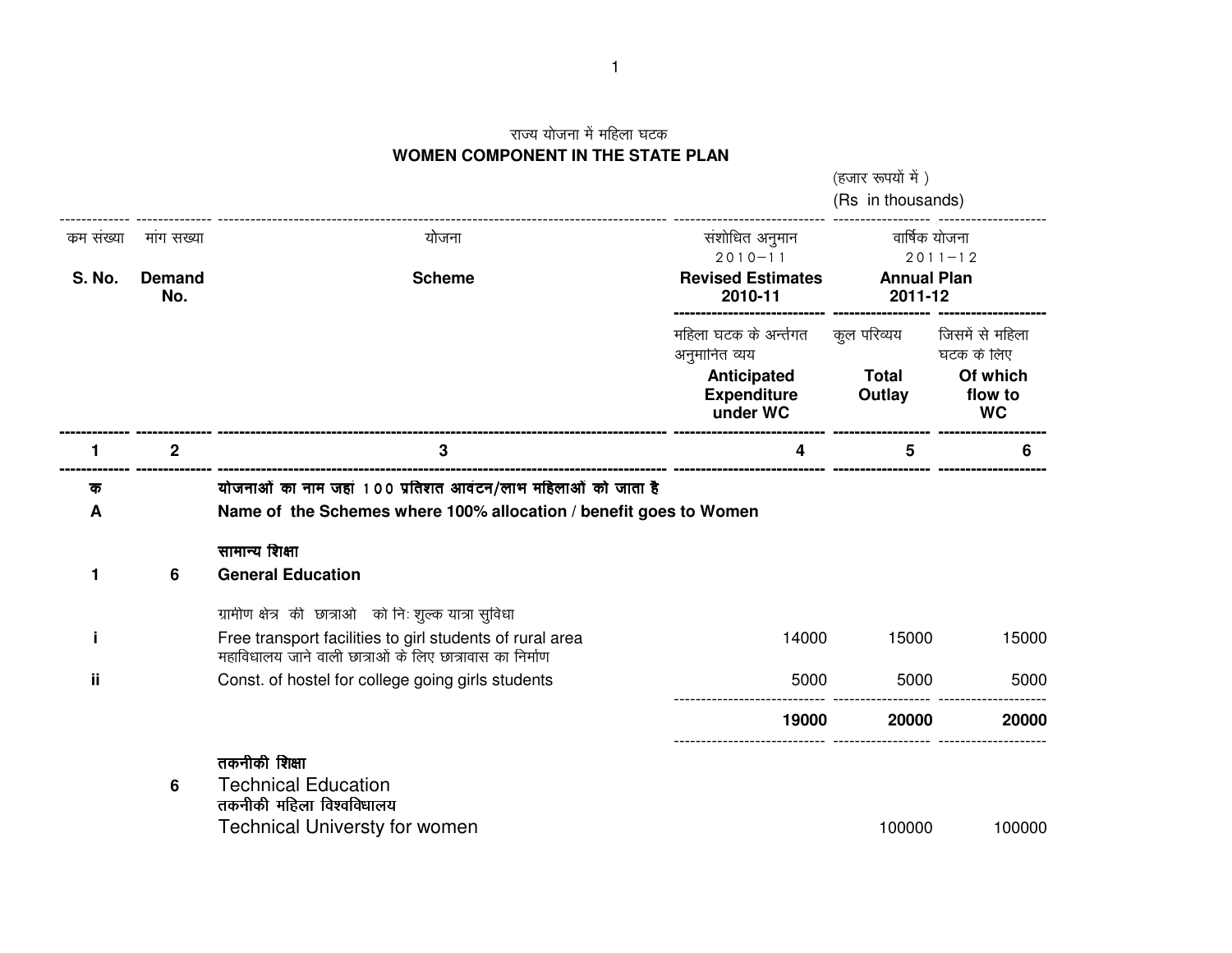राज्य योजना में महिला घटक

# WOMEN COMPONENT IN THE STATE PLAN

(हजार रूपयों में )
(Rs in thousands)

| क्रम संख्या S. No. | मांग सख्या Demand No. | योजना Scheme | संशोधित अनुमान 2010-11 Revised Estimates 2010-11 | वार्षिक योजना 2011-12 Annual Plan 2011-12 | |
|---|---|---|---|---|---|
| | | | महिला घटक के अर्न्तगत अनुमानित व्यय Anticipated Expenditure under WC | कुल परिव्यय Total Outlay | जिसमें से महिला घटक के लिए Of which flow to WC |
| 1 | 2 | 3 | 4 | 5 | 6 |
| क A | | योजनाओं का नाम जहां 100 प्रतिशत आवंटन/लाभ महिलाओं को जाता है Name of the Schemes where 100% allocation / benefit goes to Women | | | |
| 1 | 6 | सामान्य शिक्षा General Education | | | |
| i | | ग्रामीण क्षेत्र की छात्राओ को निः शुल्क यात्रा सुविधा Free transport facilities to girl students of rural area | 14000 | 15000 | 15000 |
| ii | | महाविधालय जाने वाली छात्राओं के लिए छात्रावास का निर्माण Const. of hostel for college going girls students | 5000 | 5000 | 5000 |
| | | | **19000** | **20000** | **20000** |
| | 6 | तकनीकी शिक्षा Technical Education | | | |
| | | तकनीकी महिला विश्वविधालय Technical Universty for women | | 100000 | 100000 |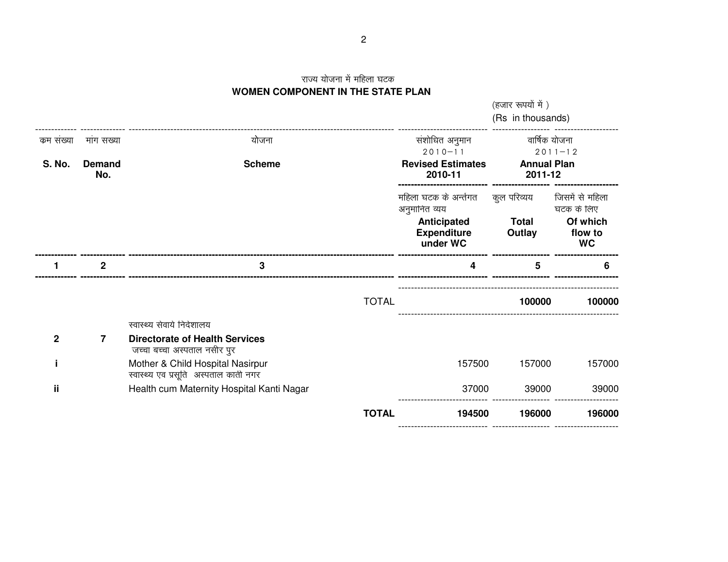राज्य योजना में महिला घटक

## WOMEN COMPONENT IN THE STATE PLAN

(हजार रूपयों में )
(Rs in thousands)

| क्रम संख्या S. No. | मांग सख्या Demand No. | योजना Scheme | संशोधित अनुमान 2010–11 Revised Estimates 2010-11 | वार्षिक योजना 2011–12 Annual Plan 2011-12 | |
|---|---|---|---|---|---|
| | | | महिला घटक के अन्तर्गत अनुमानित व्यय **Anticipated Expenditure under WC** | कुल परिव्यय **Total Outlay** | जिसमें से महिला घटक के लिए **Of which flow to WC** |
| **1** | **2** | **3** | **4** | **5** | **6** |
| | | TOTAL | | **100000** | **100000** |
| | | स्वास्थ्य सेवाये निदेशालय | | | |
| **2** | **7** | **Directorate of Health Services** | | | |
| | | जच्चा बच्चा अस्पताल नसीर पुर | | | |
| **i** | | Mother & Child Hospital Nasirpur | 157500 | 157000 | 157000 |
| | | स्वास्थ्य एव प्रसूति अस्पताल कांती नगर | | | |
| **ii** | | Health cum Maternity Hospital Kanti Nagar | 37000 | 39000 | 39000 |
| | | **TOTAL** | **194500** | **196000** | **196000** |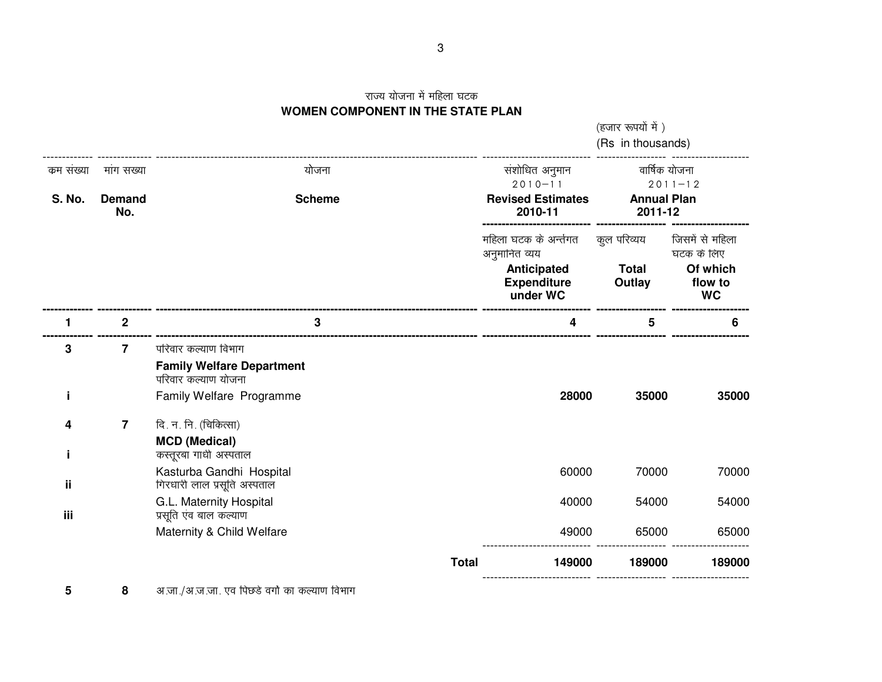राज्य योजना में महिला घटक

## WOMEN COMPONENT IN THE STATE PLAN

(हजार रूपयों में )
(Rs in thousands)

| कम संख्या S. No. | मांग सख्या Demand No. | योजना Scheme | संशोधित अनुमान 2010–11 Revised Estimates 2010-11 | वार्षिक योजना 2011–12 Annual Plan 2011-12 | |
|---|---|---|---|---|---|
| | | | महिला घटक के अर्न्तगत अनुमानित व्यय Anticipated Expenditure under WC | कुल परिव्यय Total Outlay | जिसमें से महिला घटक के लिए Of which flow to WC |
| 1 | 2 | 3 | 4 | 5 | 6 |
| 3 | 7 | परिवार कल्याण विभाग **Family Welfare Department** | | | |
| i | | परिवार कल्याण योजना Family Welfare Programme | **28000** | **35000** | **35000** |
| 4 | 7 | दि. न. नि. (चिकित्सा) **MCD (Medical)** | | | |
| i | | कस्तूरबा गाधी अस्पताल Kasturba Gandhi Hospital | 60000 | 70000 | 70000 |
| ii | | गिरधारी लाल प्रसूति अस्पताल G.L. Maternity Hospital | 40000 | 54000 | 54000 |
| iii | | प्रसूति एंव बाल कल्याण Maternity & Child Welfare | 49000 | 65000 | 65000 |
| | | **Total** | **149000** | **189000** | **189000** |
| 5 | 8 | अ.जा./अ.ज.जा. एव पिछडे वर्गो का कल्याण विभाग | | | |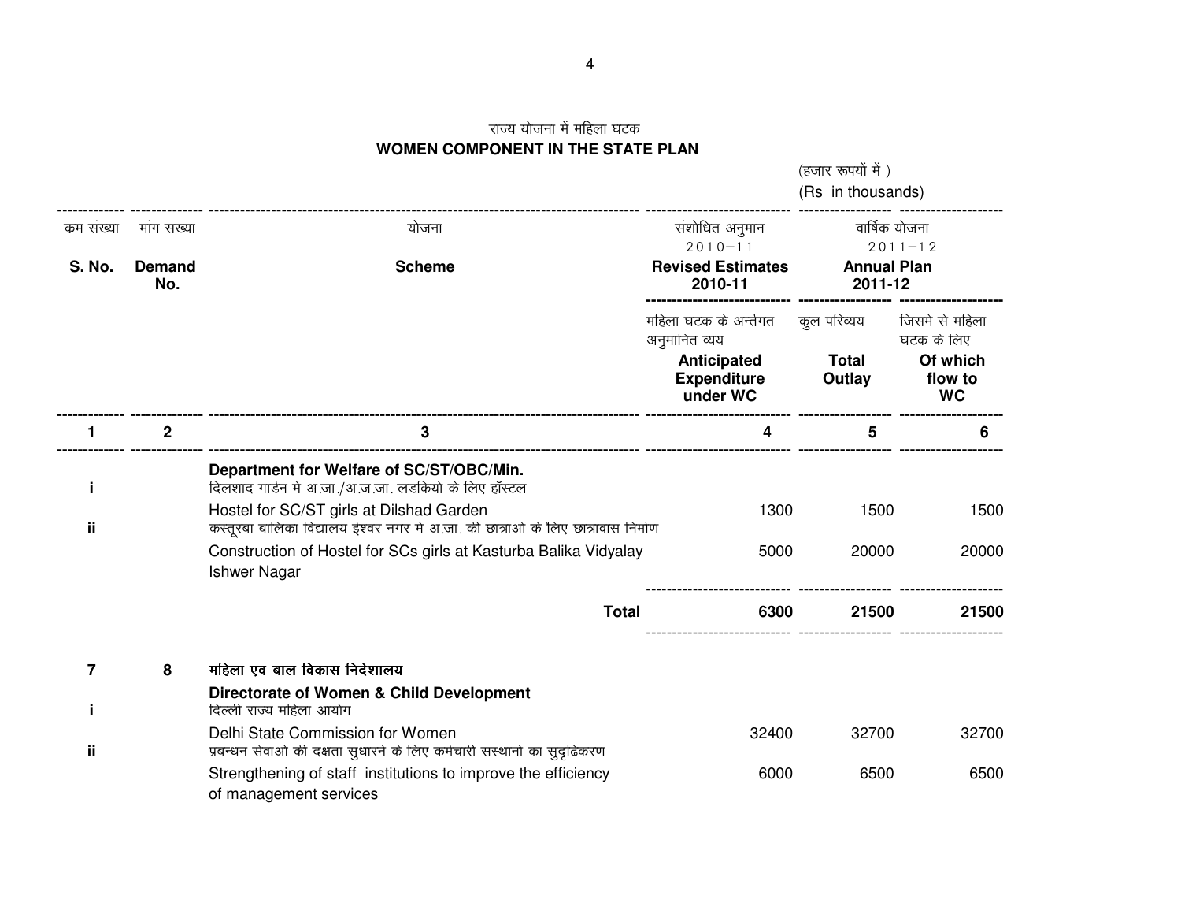राज्य योजना में महिला घटक

## WOMEN COMPONENT IN THE STATE PLAN

(हजार रूपयों में )
(Rs in thousands)

| क्रम संख्या<br>S. No. | मांग सख्या<br>Demand No. | योजना<br>Scheme | संशोधित अनुमान 2010–11<br>Revised Estimates 2010-11 | वार्षिक योजना 2011–12<br>Annual Plan 2011-12 | |
|---|---|---|---|---|---|
| | | | महिला घटक के अन्तंगत अनुमानित व्यय<br>Anticipated Expenditure under WC | कुल परिव्यय<br>Total Outlay | जिसमें से महिला घटक के लिए<br>Of which flow to WC |
| 1 | 2 | 3 | 4 | 5 | 6 |
| | | **Department for Welfare of SC/ST/OBC/Min.** | | | |
| i | | दिलशाद गार्डन मे अ.जा./अ.ज.जा. लर्डकियो के लिए हॉस्टल<br>Hostel for SC/ST girls at Dilshad Garden | 1300 | 1500 | 1500 |
| ii | | कस्तूरबा बालिका विद्यालय ईश्वर नगर मे अ.जा. की छात्राओ के लिए छात्रावास निर्माण<br>Construction of Hostel for SCs girls at Kasturba Balika Vidyalay Ishwer Nagar | 5000 | 20000 | 20000 |
| | | **Total** | **6300** | **21500** | **21500** |
| **7** | **8** | **महिला एव बाल विकास निदेशालय**<br>**Directorate of Women & Child Development** | | | |
| i | | दिल्ली राज्य महिला आयोग<br>Delhi State Commission for Women | 32400 | 32700 | 32700 |
| ii | | प्रबन्धन सेवाओ की दक्षता सुधारने के लिए कर्मचारी सस्थानो का सुदृढ़िकरण<br>Strengthening of staff institutions to improve the efficiency of management services | 6000 | 6500 | 6500 |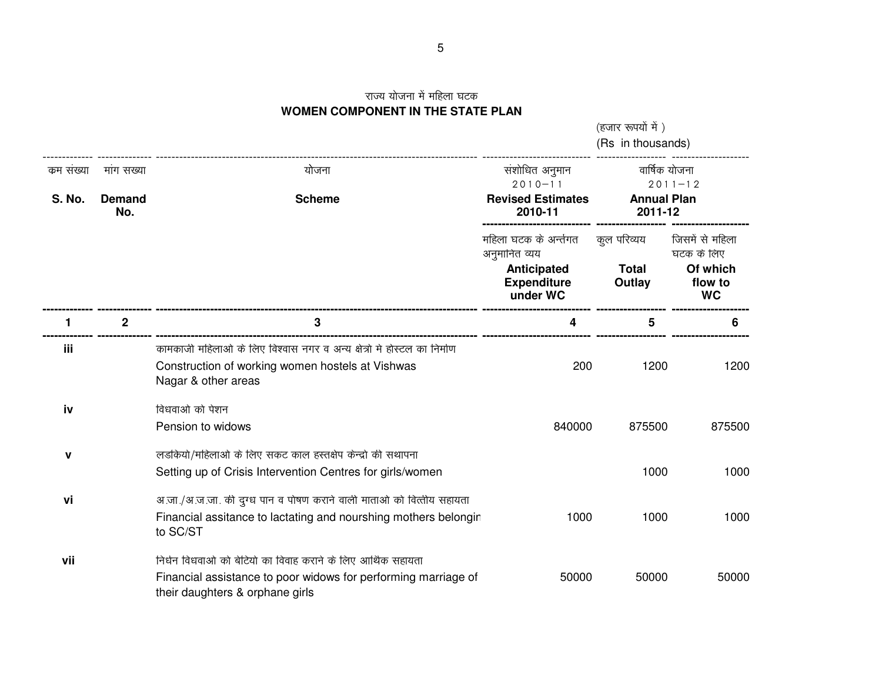राज्य योजना में महिला घटक

# WOMEN COMPONENT IN THE STATE PLAN

(हजार रूपयों में )
(Rs in thousands)

| क्रम संख्या<br>S. No. | मांग सख्या<br>Demand No. | योजना<br>Scheme | संशोधित अनुमान 2010–11<br>Revised Estimates 2010-11 | वार्षिक योजना 2011–12<br>Annual Plan 2011-12 | |
|---|---|---|---|---|---|
| | | | महिला घटक के अर्न्तगत अनुमानित व्यय<br>Anticipated Expenditure under WC | कुल परिव्यय<br>Total Outlay | जिसमें से महिला घटक के लिए<br>Of which flow to WC |
| 1 | 2 | 3 | 4 | 5 | 6 |
| iii | | कामकाजी महिलाओ के लिए विश्वास नगर व अन्य क्षेत्रो मे होस्टल का निर्माण<br>Construction of working women hostels at Vishwas Nagar & other areas | 200 | 1200 | 1200 |
| iv | | विधवाओ को पेशन<br>Pension to widows | 840000 | 875500 | 875500 |
| v | | लडकियो/महिलाओ के लिए सकट काल हस्तक्षेप केन्द्रो की सथापना<br>Setting up of Crisis Intervention Centres for girls/women | | 1000 | 1000 |
| vi | | अ.जा./अ.ज.जा. की दुग्ध पान व पोषण कराने वाली माताओ को वित्तीय सहायता<br>Financial assitance to lactating and nourshing mothers belongin to SC/ST | 1000 | 1000 | 1000 |
| vii | | निर्धन विधवाओ को बेटियो का विवाह कराने के लिए आर्थिक सहायता<br>Financial assistance to poor widows for performing marriage of their daughters & orphane girls | 50000 | 50000 | 50000 |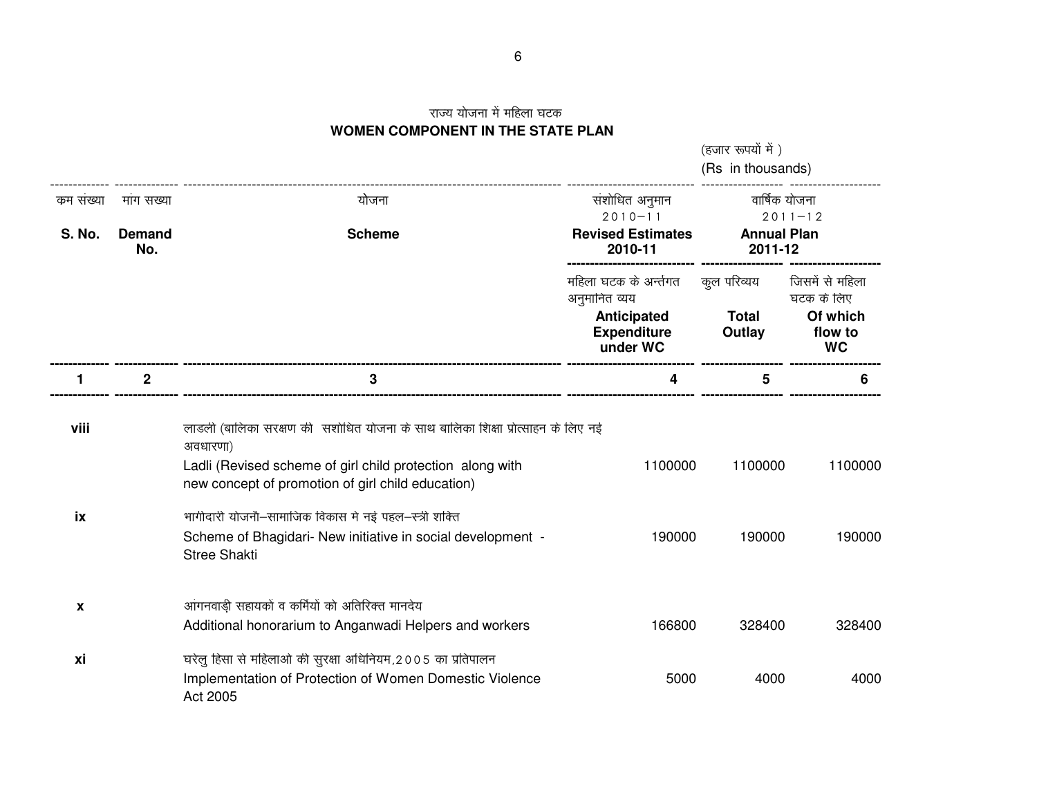राज्य योजना में महिला घटक
## WOMEN COMPONENT IN THE STATE PLAN

(हजार रूपयों में )
(Rs in thousands)

| क्रम संख्या<br>**S. No.** | मांग संख्या<br>**Demand No.** | योजना<br>**Scheme** | संशोधित अनुमान 2010–11<br>**Revised Estimates 2010-11** | वार्षिक योजना 2011–12<br>**Annual Plan 2011-12** | |
|---|---|---|---|---|---|
| | | | महिला घटक के अन्तर्गत अनुमानित व्यय<br>**Anticipated Expenditure under WC** | कुल परिव्यय<br>**Total Outlay** | जिसमें से महिला घटक के लिए<br>**Of which flow to WC** |
| **1** | **2** | **3** | **4** | **5** | **6** |
| **viii** | | लाडली (बालिका सरक्षण की सशोधित योजना के साथ बालिका शिक्षा प्रोत्साहन के लिए नई अवधारणा)<br>Ladli (Revised scheme of girl child protection along with new concept of promotion of girl child education) | 1100000 | 1100000 | 1100000 |
| **ix** | | भागीदारी योजनौ–सामाजिक विकास मे नई पहल–स्त्री शक्ति<br>Scheme of Bhagidari- New initiative in social development - Stree Shakti | 190000 | 190000 | 190000 |
| **x** | | आंगनवाड़ी सहायकों व कर्मियों को अतिरिक्त मानदेय<br>Additional honorarium to Anganwadi Helpers and workers | 166800 | 328400 | 328400 |
| **xi** | | घरेलु हिंसा से महिलाओ की सुरक्षा अधिनियम,2005 का प्रतिपालन<br>Implementation of Protection of Women Domestic Violence Act 2005 | 5000 | 4000 | 4000 |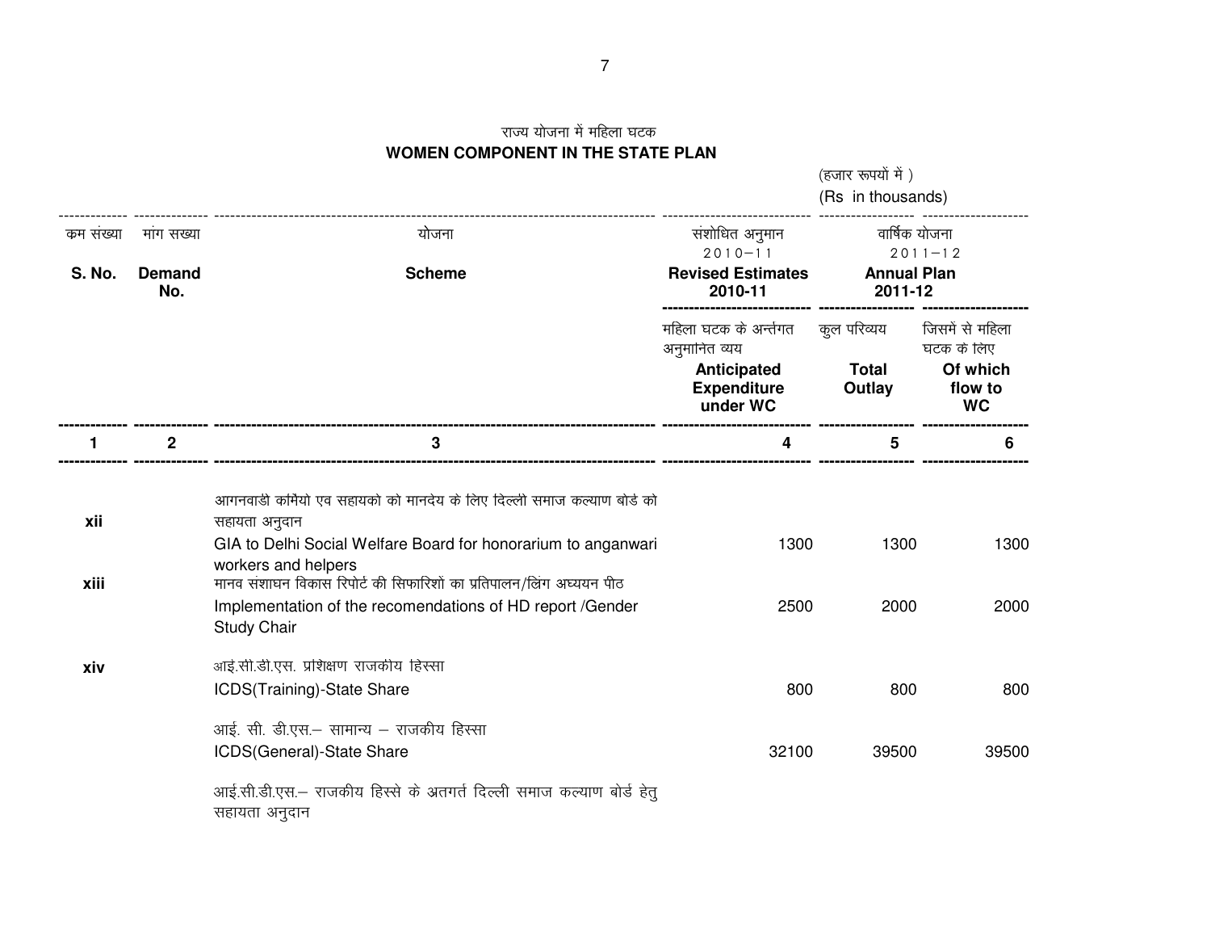राज्य योजना में महिला घटक
**WOMEN COMPONENT IN THE STATE PLAN**

(हजार रूपयों में )
(Rs in thousands)

| क्रम संख्या S. No. | मांग संख्या Demand No. | योजना Scheme | संशोधित अनुमान 2010–11 Revised Estimates 2010-11 | वार्षिक योजना 2011–12 Annual Plan 2011-12 | |
|---|---|---|---|---|---|
| | | | महिला घटक के अन्तर्गत अनुमानित व्यय Anticipated Expenditure under WC | कुल परिव्यय Total Outlay | जिसमें से महिला घटक के लिए Of which flow to WC |
| 1 | 2 | 3 | 4 | 5 | 6 |
| xii | | आगनवाडी कार्मैयो एव सहायको को मानदेय के लिए दिल्ली समाज कल्याण बोर्ड को सहायता अनुदान GIA to Delhi Social Welfare Board for honorarium to anganwari workers and helpers | 1300 | 1300 | 1300 |
| xiii | | मानव संशाघन विकास रिपोर्ट की सिफारिशों का प्रतिपालन/लिंग अध्ययन पीठ Implementation of the recomendations of HD report /Gender Study Chair | 2500 | 2000 | 2000 |
| xiv | | आइ.सी.डी.एस. प्रशिक्षण राजकीय हिस्सा ICDS(Training)-State Share | 800 | 800 | 800 |
| | | आई. सी. डी.एस.– सामान्य – राजकीय हिस्सा ICDS(General)-State Share | 32100 | 39500 | 39500 |
| | | आई.सी.डी.एस.– राजकीय हिस्से के अतगर्त दिल्ली समाज कल्याण बोर्ड हेतु सहायता अनुदान | | | |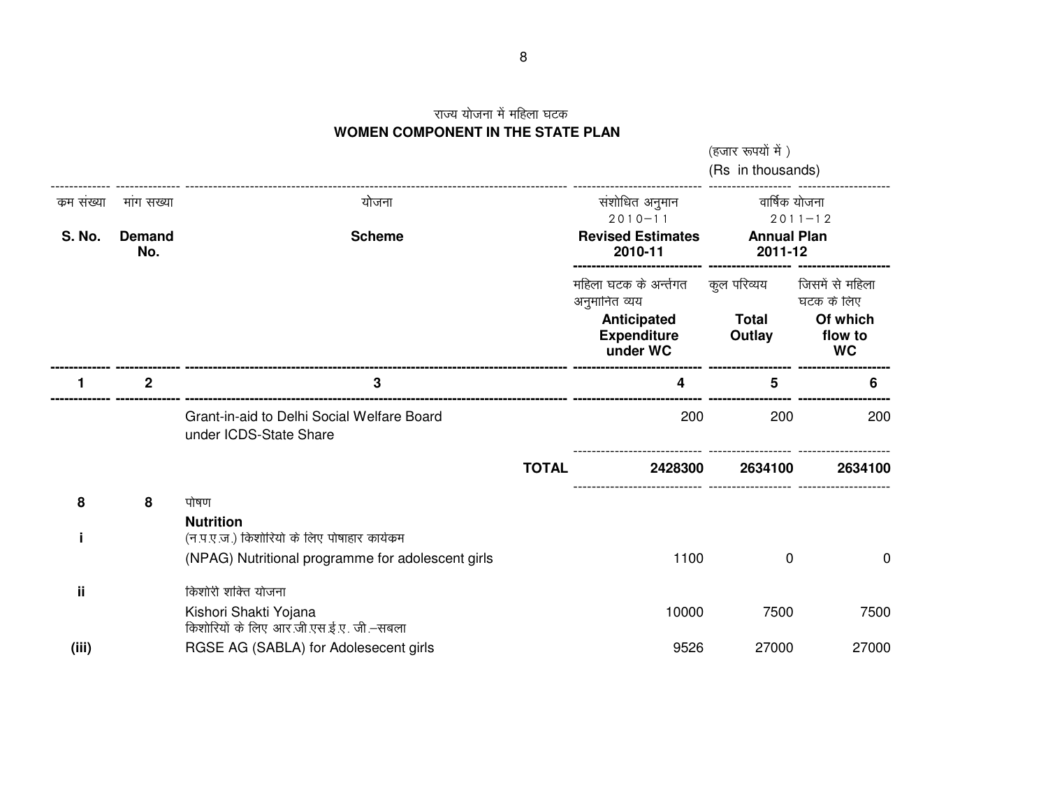राज्य योजना में महिला घटक

**WOMEN COMPONENT IN THE STATE PLAN**

(हजार रूपयों में )
(Rs in thousands)

| कम संख्या S. No. | मांग सख्या Demand No. | योजना Scheme | संशोधित अनुमान 2010–11 Revised Estimates 2010-11 | वार्षिक योजना 2011–12 Annual Plan 2011-12 | |
|---|---|---|---|---|---|
| | | | महिला घटक के अर्न्तगत अनुमानित व्यय Anticipated Expenditure under WC | कुल परिव्यय Total Outlay | जिसमें से महिला घटक के लिए Of which flow to WC |
| 1 | 2 | 3 | 4 | 5 | 6 |
| | | Grant-in-aid to Delhi Social Welfare Board under ICDS-State Share | 200 | 200 | 200 |
| | | **TOTAL** | **2428300** | **2634100** | **2634100** |
| 8 | 8 | पोषण **Nutrition** | | | |
| i | | (न.प.ए.ज.) किशोरियो के लिए पोषाहार कायंकम (NPAG) Nutritional programme for adolescent girls | 1100 | 0 | 0 |
| ii | | किशोरी शाक्ति योजना Kishori Shakti Yojana | 10000 | 7500 | 7500 |
| (iii) | | किशोरियों के लिए आर.जी.एस.ई.ए. जी.–सबला RGSE AG (SABLA) for Adolesecent girls | 9526 | 27000 | 27000 |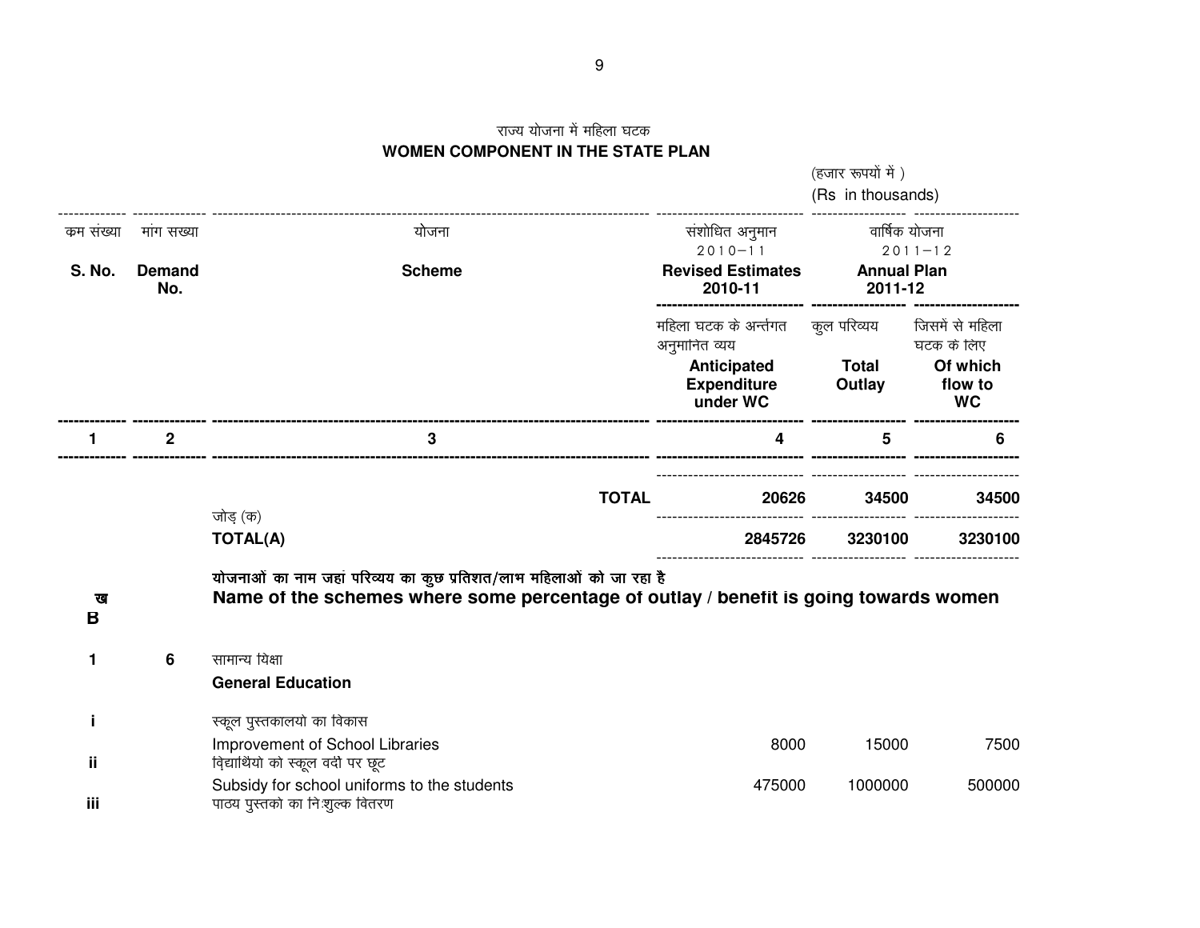राज्य योजना में महिला घटक

**WOMEN COMPONENT IN THE STATE PLAN**

(हजार रूपयों में )
(Rs in thousands)

| कम संख्या S. No. | मांग सख्या Demand No. | योजना Scheme | संशोधित अनुमान 2010-11 Revised Estimates 2010-11 | वार्षिक योजना 2011-12 Annual Plan 2011-12 | |
|---|---|---|---|---|---|
| | | | महिला घटक के अर्न्तगत अनुमानित व्यय **Anticipated Expenditure under WC** | कुल परिव्यय **Total Outlay** | जिसमें से महिला घटक के लिए **Of which flow to WC** |
| **1** | **2** | **3** | **4** | **5** | **6** |
| | | **TOTAL** | **20626** | **34500** | **34500** |
| | | जोड़ (क) **TOTAL(A)** | **2845726** | **3230100** | **3230100** |
| **ख B** | | **योजनाओं का नाम जहां परिव्यय का कुछ प्रतिशत/लाभ महिलाओं को जा रहा है Name of the schemes where some percentage of outlay / benefit is going towards women** | | | |
| **1** | **6** | सामान्य यिक्षा **General Education** | | | |
| **i** | | स्कूल पुस्तकालयो का विकास Improvement of School Libraries | 8000 | 15000 | 7500 |
| **ii** | | विद्यार्थियो को स्कूल वर्दी पर छूट Subsidy for school uniforms to the students | 475000 | 1000000 | 500000 |
| **iii** | | पाठ्य पुस्तको का निःशुल्क वितरण | | | |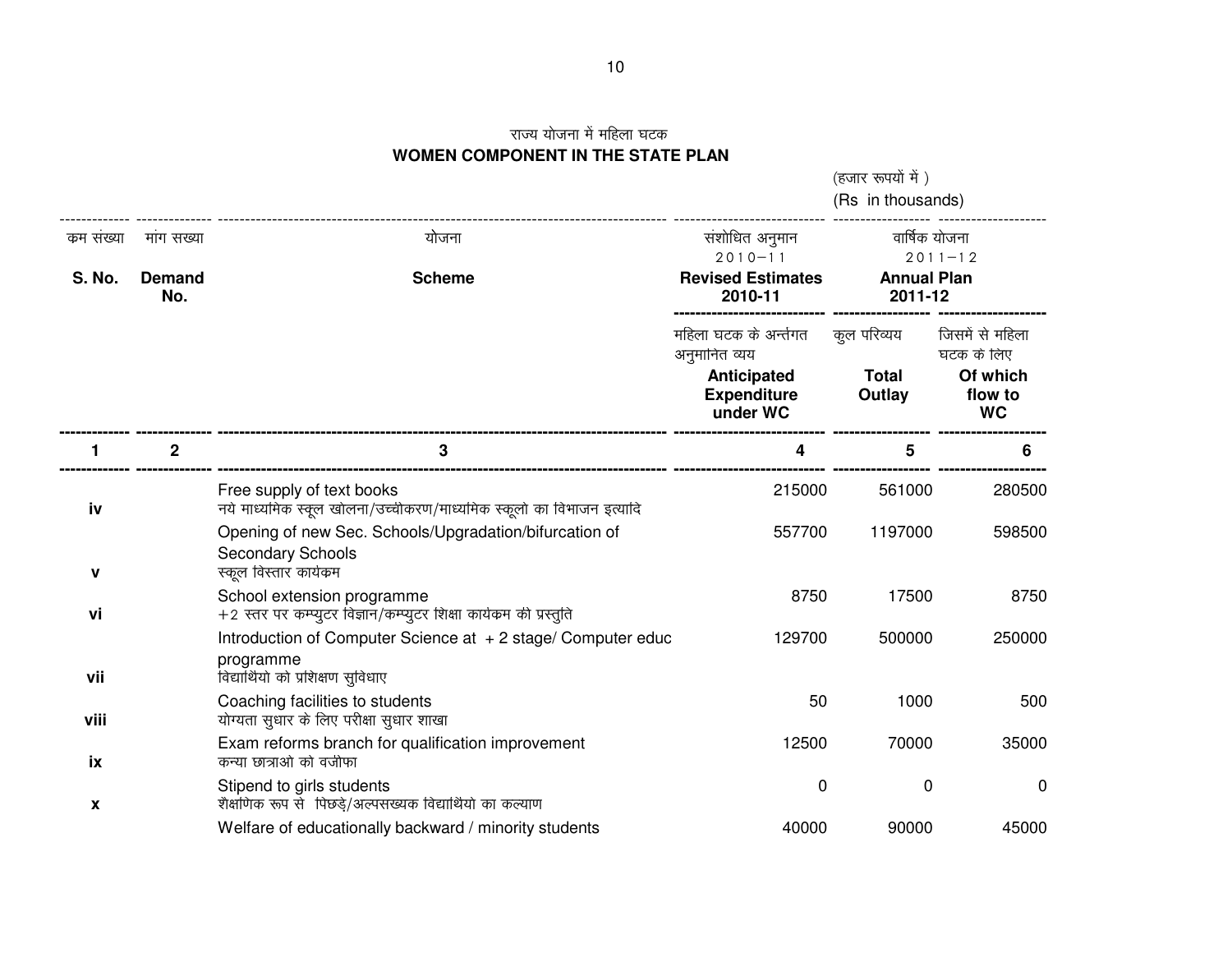# राज्य योजना में महिला घटक
# WOMEN COMPONENT IN THE STATE PLAN

(हजार रूपयों में )
(Rs in thousands)

| क्रम संख्या S. No. | मांग सख्या Demand No. | योजना Scheme | संशोधित अनुमान 2010–11 Revised Estimates 2010-11 | वार्षिक योजना 2011–12 Annual Plan 2011-12 | |
|---|---|---|---|---|---|
| | | | महिला घटक के अन्तर्गत अनुमानित व्यय **Anticipated Expenditure under WC** | कुल परिव्यय **Total Outlay** | जिसमें से महिला घटक के लिए **Of which flow to WC** |
| **1** | **2** | **3** | **4** | **5** | **6** |
| | | Free supply of text books | 215000 | 561000 | 280500 |
| **iv** | | नये माध्यमिक स्कूल खोलना/उच्चीकरण/माध्यमिक स्कूलो का विभाजन इत्यादि<br>Opening of new Sec. Schools/Upgradation/bifurcation of Secondary Schools | 557700 | 1197000 | 598500 |
| **v** | | स्कूल विस्तार कार्यक्रम<br>School extension programme | 8750 | 17500 | 8750 |
| **vi** | | +2 स्तर पर कम्प्युटर विज्ञान/कम्प्युटर शिक्षा कार्यक्रम की प्रस्तुति<br>Introduction of Computer Science at + 2 stage/ Computer educ programme | 129700 | 500000 | 250000 |
| **vii** | | विद्यार्थियो को प्रशिक्षण सुविधाए<br>Coaching facilities to students | 50 | 1000 | 500 |
| **viii** | | योग्यता सुधार के लिए परीक्षा सुधार शाखा<br>Exam reforms branch for qualification improvement | 12500 | 70000 | 35000 |
| **ix** | | कन्या छात्राओ को वजीफा<br>Stipend to girls students | 0 | 0 | 0 |
| **x** | | शैक्षणिक रूप से पिछड़े/अल्पसख्यक विद्यार्थियो का कल्याण<br>Welfare of educationally backward / minority students | 40000 | 90000 | 45000 |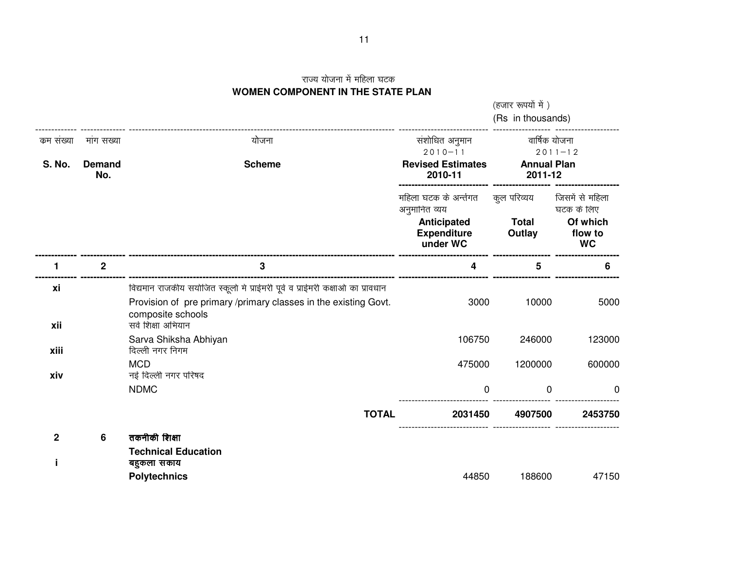राज्य योजना में महिला घटक

# WOMEN COMPONENT IN THE STATE PLAN

(हजार रूपयों में )
(Rs in thousands)

| क्रम संख्या S. No. | मांग सख्या Demand No. | योजना Scheme | संशोधित अनुमान 2010–11 Revised Estimates 2010-11 | वार्षिक योजना 2011–12 Annual Plan 2011-12 | |
|---|---|---|---|---|---|
| | | | महिला घटक के अन्तर्गत अनुमानित व्यय Anticipated Expenditure under WC | कुल परिव्यय Total Outlay | जिसमें से महिला घटक के लिए Of which flow to WC |
| 1 | 2 | 3 | 4 | 5 | 6 |
| xi | | विद्यमान राजकीय सयोजित स्कूलो मे प्राइमरी पूर्व व प्राइमरी कक्षाओ का प्रावधान Provision of pre primary /primary classes in the existing Govt. composite schools | 3000 | 10000 | 5000 |
| xii | | सर्व शिक्षा अभियान Sarva Shiksha Abhiyan | 106750 | 246000 | 123000 |
| xiii | | दिल्ली नगर निगम MCD | 475000 | 1200000 | 600000 |
| xiv | | नई दिल्ली नगर परिषद NDMC | 0 | 0 | 0 |
| | | **TOTAL** | **2031450** | **4907500** | **2453750** |
| **2** | **6** | **तकनीकी शिक्षा Technical Education** | | | |
| **i** | | **बहुकला सकाय Polytechnics** | 44850 | 188600 | 47150 |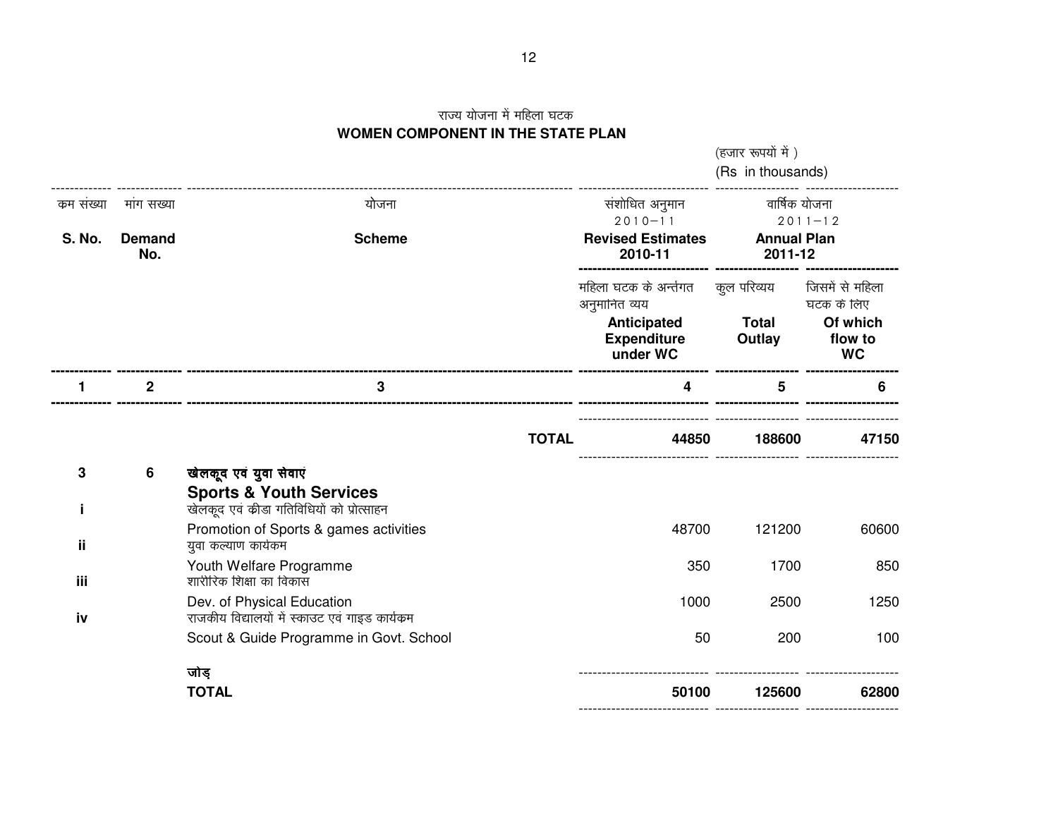राज्य योजना में महिला घटक

**WOMEN COMPONENT IN THE STATE PLAN**

(हजार रूपयों में )
(Rs in thousands)

| क्रम संख्या S. No. | मांग सख्या Demand No. | योजना Scheme | संशोधित अनुमान 2010–11 Revised Estimates 2010-11 | वार्षिक योजना 2011–12 Annual Plan 2011-12 | |
|---|---|---|---|---|---|
| | | | महिला घटक के अन्तर्गत अनुमानित व्यय Anticipated Expenditure under WC | कुल परिव्यय Total Outlay | जिसमें से महिला घटक के लिए Of which flow to WC |
| 1 | 2 | 3 | 4 | 5 | 6 |
| | | **TOTAL** | **44850** | **188600** | **47150** |
| **3** | **6** | **खेलकूद एवं युवा सेवाएं Sports & Youth Services** | | | |
| i | | खेलकूद एवं क्रीडा गतिविधियों को प्रोत्साहन Promotion of Sports & games activities | 48700 | 121200 | 60600 |
| ii | | युवा कल्याण कार्यक्रम Youth Welfare Programme | 350 | 1700 | 850 |
| iii | | शारीरिक शिक्षा का विकास Dev. of Physical Education | 1000 | 2500 | 1250 |
| iv | | राजकीय विद्यालयों में स्काउट एवं गाइड कार्यक्रम Scout & Guide Programme in Govt. School | 50 | 200 | 100 |
| | | **जोड़ TOTAL** | **50100** | **125600** | **62800** |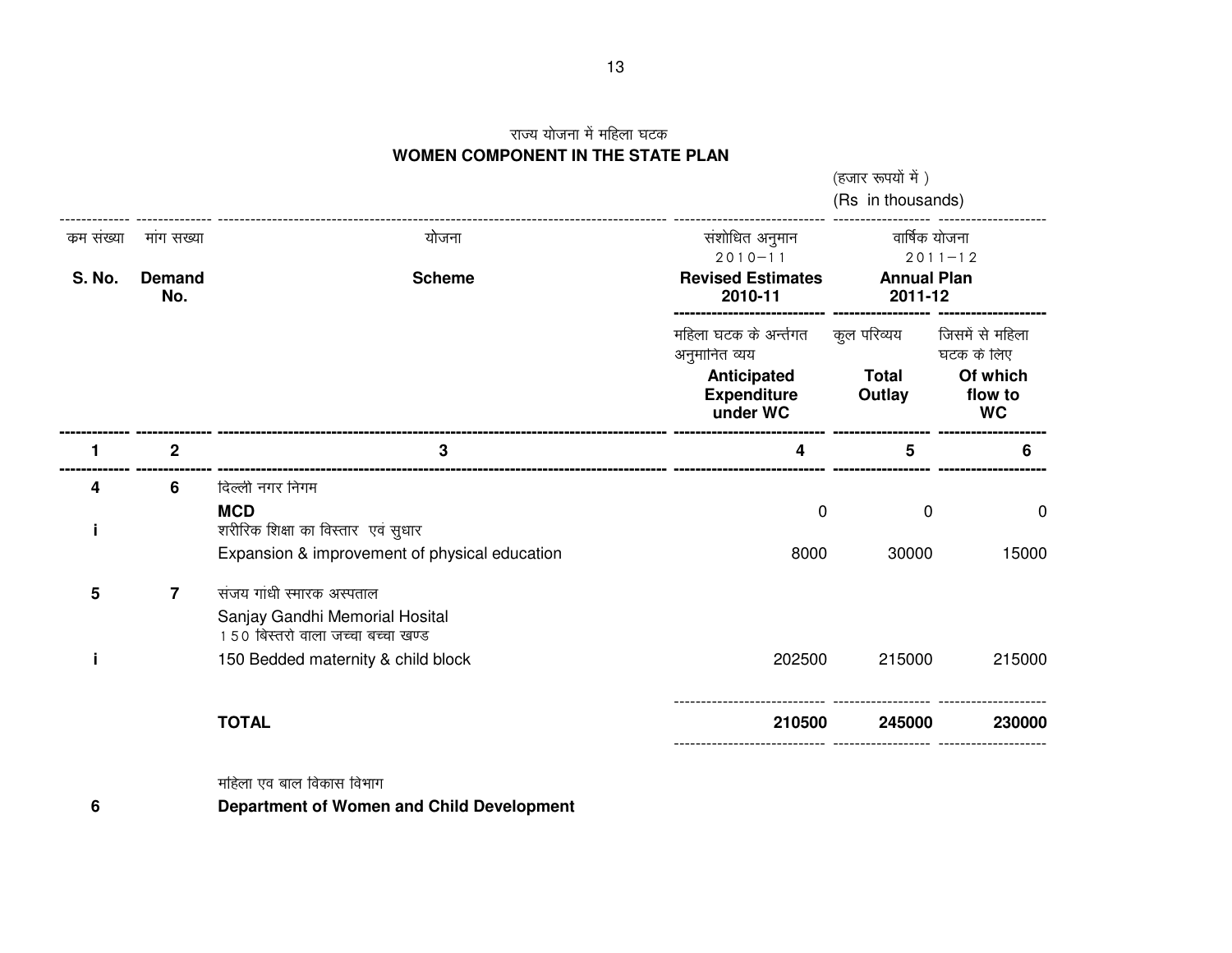## राज्य योजना में महिला घटक
## WOMEN COMPONENT IN THE STATE PLAN

(हजार रूपयों में )
(Rs in thousands)

| क्रम संख्या S. No. | मांग सख्या Demand No. | योजना Scheme | संशोधित अनुमान 2010–11 Revised Estimates 2010-11 | वार्षिक योजना 2011–12 Annual Plan 2011-12 | |
|---|---|---|---|---|---|
| | | | महिला घटक के अर्न्तगत अनुमानित व्यय Anticipated Expenditure under WC | कुल परिव्यय Total Outlay | जिसमें से महिला घटक के लिए Of which flow to WC |
| 1 | 2 | 3 | 4 | 5 | 6 |
| 4 | 6 | दिल्ली नगर निगम MCD | 0 | 0 | 0 |
| i | | शरीरिक शिक्षा का विस्तार एवं सुधार Expansion & improvement of physical education | 8000 | 30000 | 15000 |
| 5 | 7 | संजय गांधी स्मारक अस्पताल Sanjay Gandhi Memorial Hosital | | | |
| i | | 150 बिस्तरो वाला जच्चा बच्चा खण्ड 150 Bedded maternity & child block | 202500 | 215000 | 215000 |
| | | **TOTAL** | **210500** | **245000** | **230000** |

महिला एव बाल विकास विभाग

**6 Department of Women and Child Development**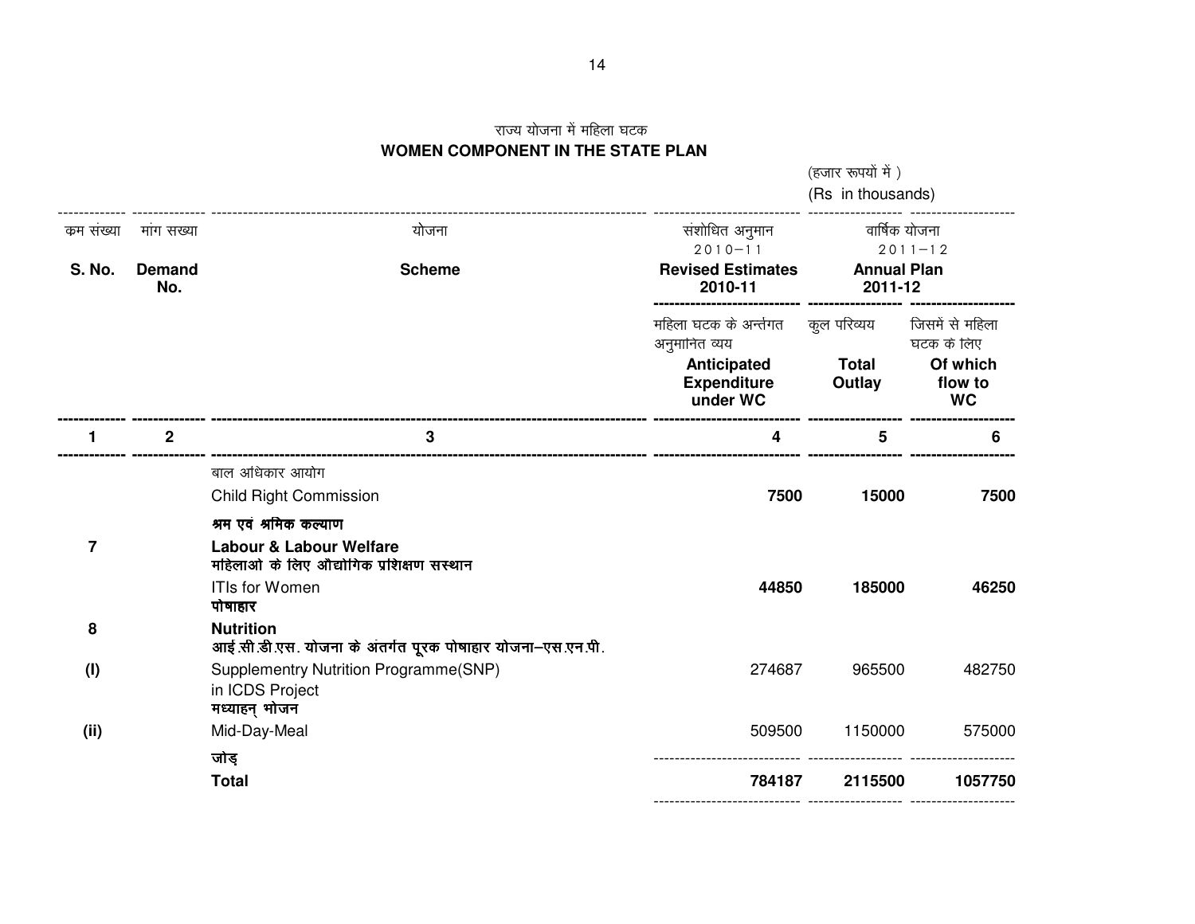राज्य योजना में महिला घटक

## WOMEN COMPONENT IN THE STATE PLAN

(हजार रूपयों में )
(Rs in thousands)

| क्रम संख्या S. No. | मांग सख्या Demand No. | योजना Scheme | संशोधित अनुमान 2010–11 Revised Estimates 2010-11 | वार्षिक योजना 2011–12 Annual Plan 2011-12 | |
|---|---|---|---|---|---|
| | | | महिला घटक के अन्तर्गत अनुमानित व्यय Anticipated Expenditure under WC | कुल परिव्यय Total Outlay | जिसमें से महिला घटक के लिए Of which flow to WC |
| 1 | 2 | 3 | 4 | 5 | 6 |
| | | बाल अधिकार आयोग Child Right Commission | **7500** | **15000** | **7500** |
| **7** | | **श्रम एवं श्रमिक कल्याण Labour & Labour Welfare** | | | |
| | | **महिलाओ के लिए औद्योगिक प्रशिक्षण सस्थान** ITIs for Women | **44850** | **185000** | **46250** |
| **8** | | **पोषाहार Nutrition** | | | |
| **(I)** | | **आई.सी.डी.एस. योजना के अंतर्गत पूरक पोषाहार योजना–एस.एन.पी.** Supplementry Nutrition Programme(SNP) in ICDS Project | 274687 | 965500 | 482750 |
| **(ii)** | | **मध्याहन् भोजन** Mid-Day-Meal | 509500 | 1150000 | 575000 |
| | | **जोड़ Total** | **784187** | **2115500** | **1057750** |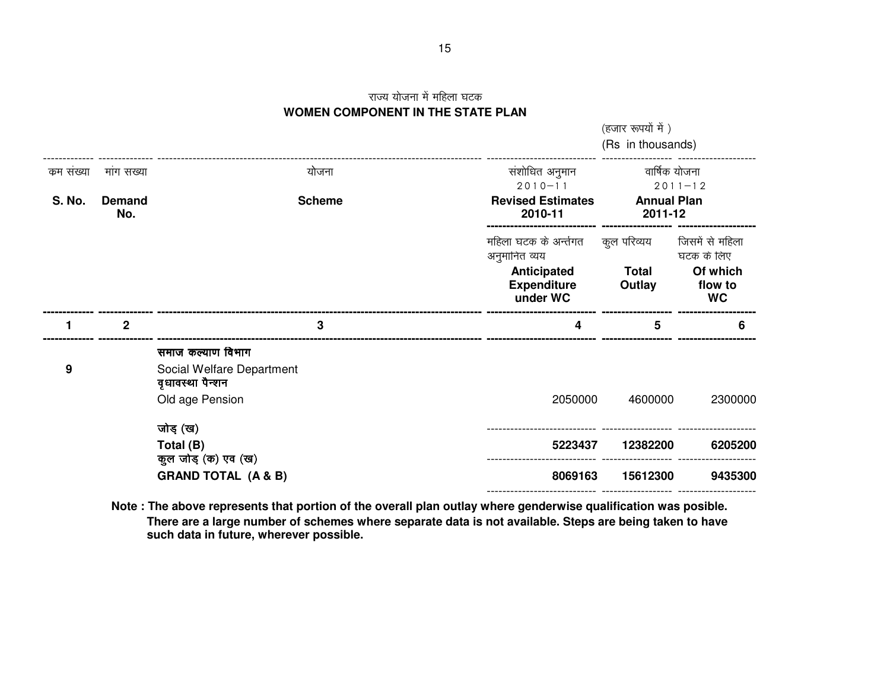राज्य योजना में महिला घटक

## WOMEN COMPONENT IN THE STATE PLAN

(हजार रूपयों में )
(Rs in thousands)

| कम संख्या S. No. | मांग सख्या Demand No. | योजना Scheme | संशोधित अनुमान 2010-11 Revised Estimates 2010-11 | वार्षिक योजना 2011-12 Annual Plan 2011-12 | |
|---|---|---|---|---|---|
| | | | महिला घटक के अर्न्तगत अनुमानित व्यय Anticipated Expenditure under WC | कुल परिव्यय Total Outlay | जिसमें से महिला घटक के लिए Of which flow to WC |
| 1 | 2 | 3 | 4 | 5 | 6 |
| | | **समाज कल्याण विभाग** | | | |
| 9 | | Social Welfare Department | | | |
| | | **वृधावस्था पैन्शन** | | | |
| | | Old age Pension | 2050000 | 4600000 | 2300000 |
| | | **जोड़ (ख)** | | | |
| | | **Total (B)** | **5223437** | **12382200** | **6205200** |
| | | **कुल जोड़ (क) एव (ख)** | | | |
| | | **GRAND TOTAL (A & B)** | **8069163** | **15612300** | **9435300** |

**Note : The above represents that portion of the overall plan outlay where genderwise qualification was posible. There are a large number of schemes where separate data is not available. Steps are being taken to have such data in future, wherever possible.**